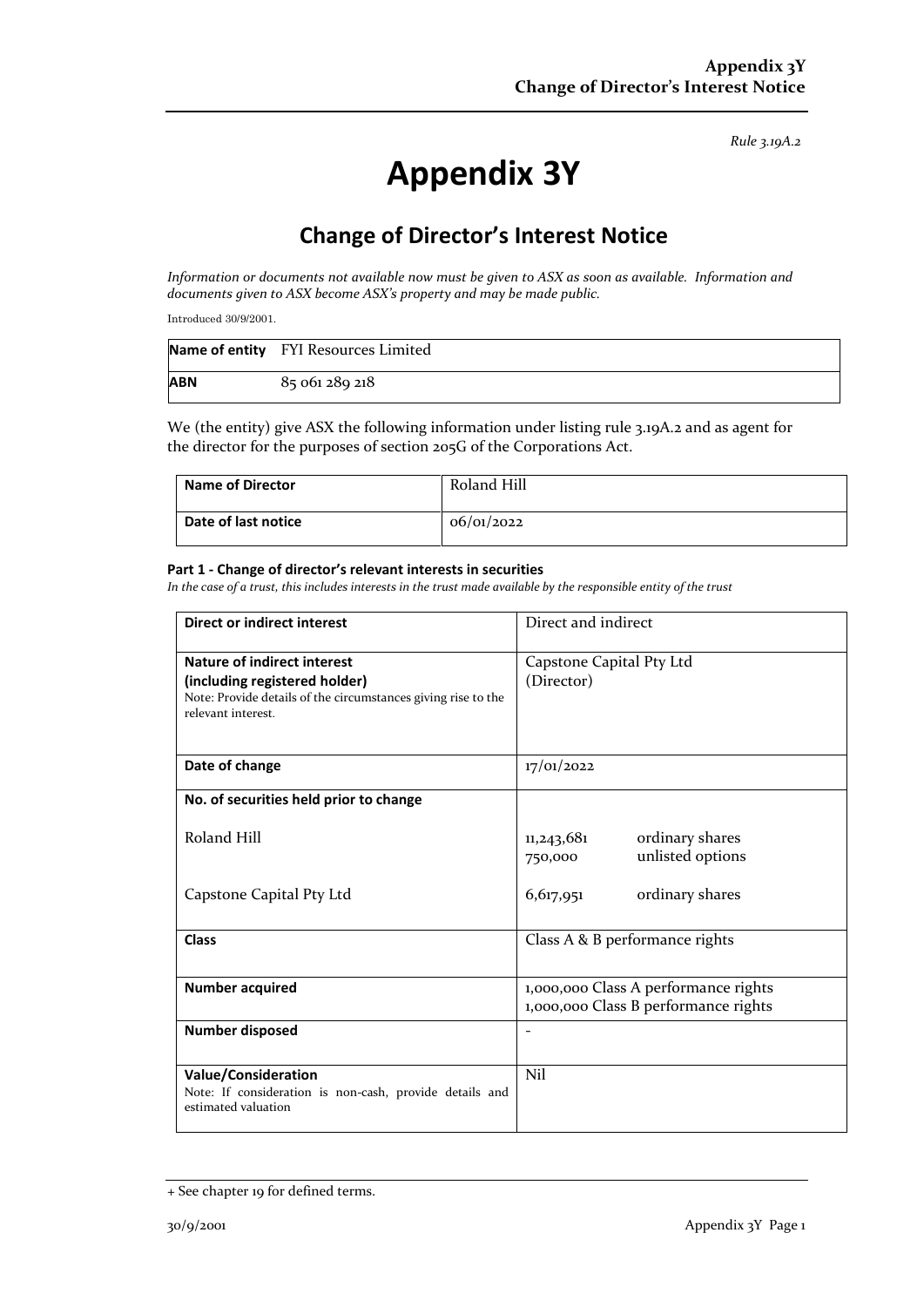*Rule 3.19A.2*

# Appendix 3Y

## Change of Director's Interest Notice

*Information or documents not available now must be given to ASX as soon as available. Information and documents given to ASX become ASX's property and may be made public.*

Introduced 30/9/2001.

| **Name of entity** | FYI Resources Limited |
|---|---|
| **ABN** | 85 061 289 218 |

We (the entity) give ASX the following information under listing rule 3.19A.2 and as agent for the director for the purposes of section 205G of the Corporations Act.

| **Name of Director** | Roland Hill |
|---|---|
| **Date of last notice** | 06/01/2022 |

**Part 1 - Change of director's relevant interests in securities**

*In the case of a trust, this includes interests in the trust made available by the responsible entity of the trust*

| **Direct or indirect interest** | Direct and indirect |
|---|---|
| **Nature of indirect interest (including registered holder)**<br>Note: Provide details of the circumstances giving rise to the relevant interest. | Capstone Capital Pty Ltd (Director) |
| **Date of change** | 17/01/2022 |
| **No. of securities held prior to change**<br><br>Roland Hill<br><br>Capstone Capital Pty Ltd | <br><br>11,243,681 ordinary shares<br>750,000 unlisted options<br><br>6,617,951 ordinary shares |
| **Class** | Class A & B performance rights |
| **Number acquired** | 1,000,000 Class A performance rights<br>1,000,000 Class B performance rights |
| **Number disposed** | - |
| **Value/Consideration**<br>Note: If consideration is non-cash, provide details and estimated valuation | Nil |

+ See chapter 19 for defined terms.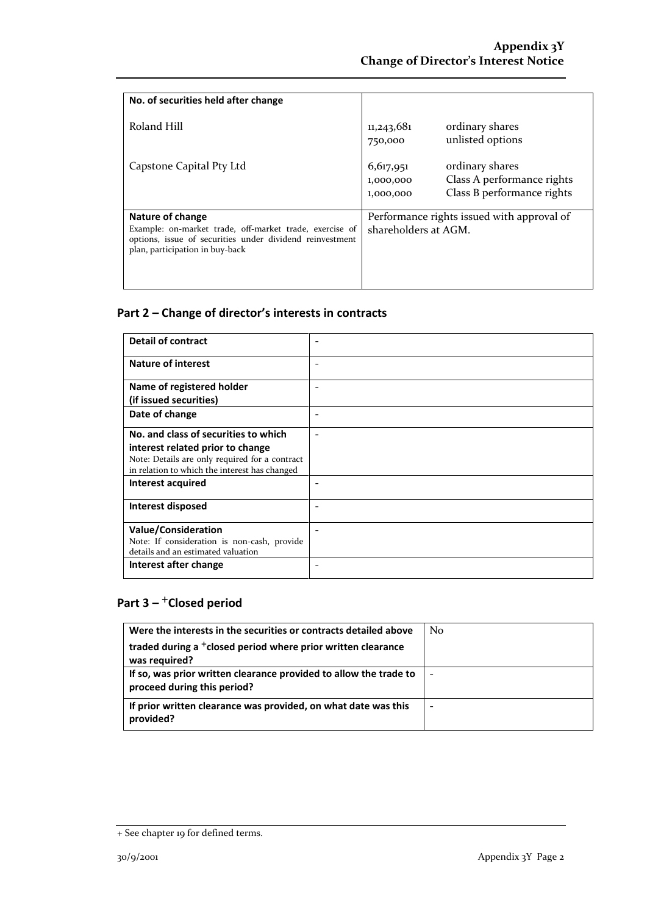| No. of securities held after change | | |
|---|---|---|
| Roland Hill | 11,243,681<br>750,000 | ordinary shares<br>unlisted options |
| Capstone Capital Pty Ltd | 6,617,951<br>1,000,000<br>1,000,000 | ordinary shares<br>Class A performance rights<br>Class B performance rights |
| **Nature of change**<br>Example: on-market trade, off-market trade, exercise of options, issue of securities under dividend reinvestment plan, participation in buy-back | Performance rights issued with approval of shareholders at AGM. | |

## Part 2 – Change of director's interests in contracts

| | |
|---|---|
| **Detail of contract** | - |
| **Nature of interest** | - |
| **Name of registered holder (if issued securities)** | - |
| **Date of change** | - |
| **No. and class of securities to which interest related prior to change**<br>Note: Details are only required for a contract in relation to which the interest has changed | - |
| **Interest acquired** | - |
| **Interest disposed** | - |
| **Value/Consideration**<br>Note: If consideration is non-cash, provide details and an estimated valuation | - |
| **Interest after change** | - |

## Part 3 – +Closed period

| | |
|---|---|
| **Were the interests in the securities or contracts detailed above traded during a +closed period where prior written clearance was required?** | No |
| **If so, was prior written clearance provided to allow the trade to proceed during this period?** | - |
| **If prior written clearance was provided, on what date was this provided?** | - |

+ See chapter 19 for defined terms.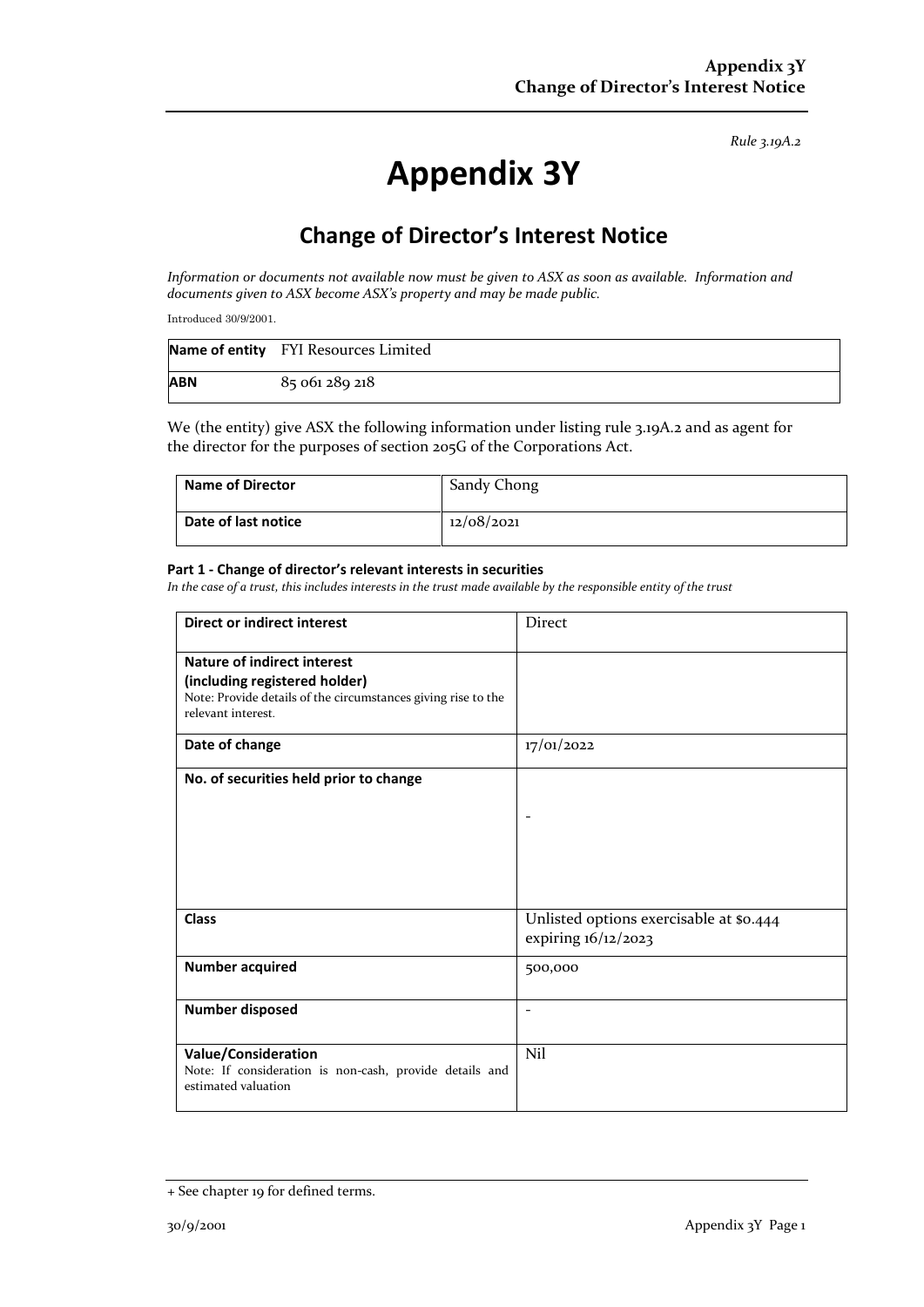Rule 3.19A.2

# Appendix 3Y

## Change of Director's Interest Notice

*Information or documents not available now must be given to ASX as soon as available. Information and documents given to ASX become ASX's property and may be made public.*

Introduced 30/9/2001.

| **Name of entity** | FYI Resources Limited |
|---|---|
| **ABN** | 85 061 289 218 |

We (the entity) give ASX the following information under listing rule 3.19A.2 and as agent for the director for the purposes of section 205G of the Corporations Act.

| **Name of Director** | Sandy Chong |
|---|---|
| **Date of last notice** | 12/08/2021 |

#### Part 1 - Change of director's relevant interests in securities

*In the case of a trust, this includes interests in the trust made available by the responsible entity of the trust*

| **Direct or indirect interest** | Direct |
|---|---|
| **Nature of indirect interest (including registered holder)** Note: Provide details of the circumstances giving rise to the relevant interest. | |
| **Date of change** | 17/01/2022 |
| **No. of securities held prior to change** | - |
| **Class** | Unlisted options exercisable at $0.444 expiring 16/12/2023 |
| **Number acquired** | 500,000 |
| **Number disposed** | - |
| **Value/Consideration** Note: If consideration is non-cash, provide details and estimated valuation | Nil |

+ See chapter 19 for defined terms.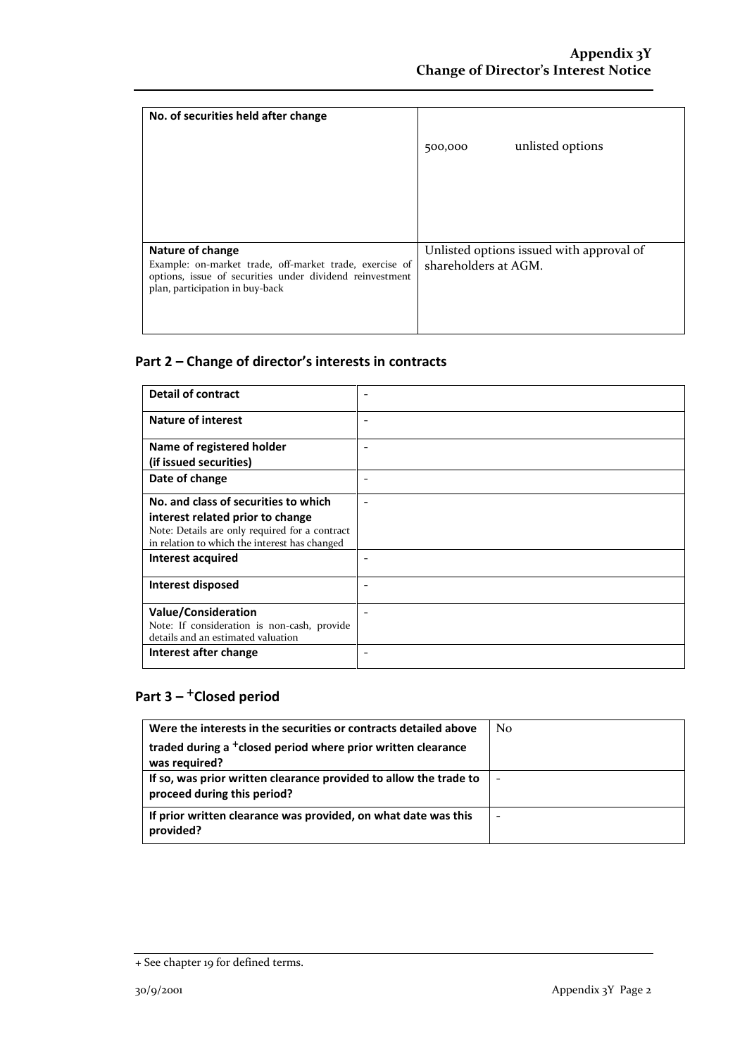| | |
|---|---|
| **No. of securities held after change** | 500,000 unlisted options |
| **Nature of change**<br>Example: on-market trade, off-market trade, exercise of options, issue of securities under dividend reinvestment plan, participation in buy-back | Unlisted options issued with approval of shareholders at AGM. |

## Part 2 – Change of director's interests in contracts

| | |
|---|---|
| **Detail of contract** | - |
| **Nature of interest** | - |
| **Name of registered holder (if issued securities)** | - |
| **Date of change** | - |
| **No. and class of securities to which interest related prior to change**<br>Note: Details are only required for a contract in relation to which the interest has changed | - |
| **Interest acquired** | - |
| **Interest disposed** | - |
| **Value/Consideration**<br>Note: If consideration is non-cash, provide details and an estimated valuation | - |
| **Interest after change** | - |

## Part 3 – +Closed period

| | |
|---|---|
| **Were the interests in the securities or contracts detailed above traded during a +closed period where prior written clearance was required?** | No |
| **If so, was prior written clearance provided to allow the trade to proceed during this period?** | - |
| **If prior written clearance was provided, on what date was this provided?** | - |

+ See chapter 19 for defined terms.